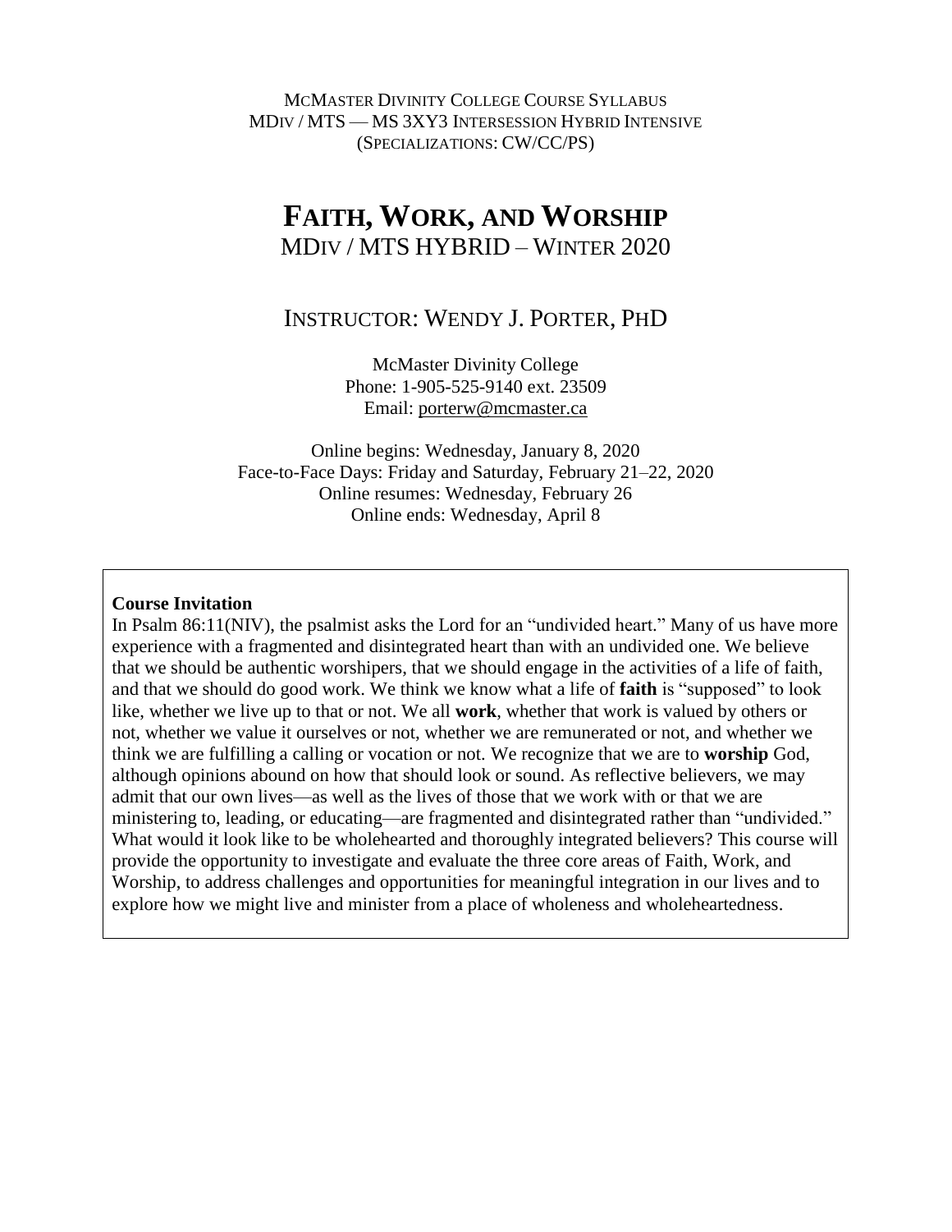McMaster Divinity College Course Syllabus
MDiv / MTS — MS 3XY3 Intersession Hybrid Intensive
(Specializations: CW/CC/PS)

# Faith, Work, and Worship

## MDiv / MTS Hybrid – Winter 2020

## Instructor: Wendy J. Porter, PhD

McMaster Divinity College
Phone: 1-905-525-9140 ext. 23509
Email: porterw@mcmaster.ca

Online begins: Wednesday, January 8, 2020
Face-to-Face Days: Friday and Saturday, February 21–22, 2020
Online resumes: Wednesday, February 26
Online ends: Wednesday, April 8

**Course Invitation**

In Psalm 86:11(NIV), the psalmist asks the Lord for an "undivided heart." Many of us have more experience with a fragmented and disintegrated heart than with an undivided one. We believe that we should be authentic worshipers, that we should engage in the activities of a life of faith, and that we should do good work. We think we know what a life of **faith** is "supposed" to look like, whether we live up to that or not. We all **work**, whether that work is valued by others or not, whether we value it ourselves or not, whether we are remunerated or not, and whether we think we are fulfilling a calling or vocation or not. We recognize that we are to **worship** God, although opinions abound on how that should look or sound. As reflective believers, we may admit that our own lives—as well as the lives of those that we work with or that we are ministering to, leading, or educating—are fragmented and disintegrated rather than "undivided." What would it look like to be wholehearted and thoroughly integrated believers? This course will provide the opportunity to investigate and evaluate the three core areas of Faith, Work, and Worship, to address challenges and opportunities for meaningful integration in our lives and to explore how we might live and minister from a place of wholeness and wholeheartedness.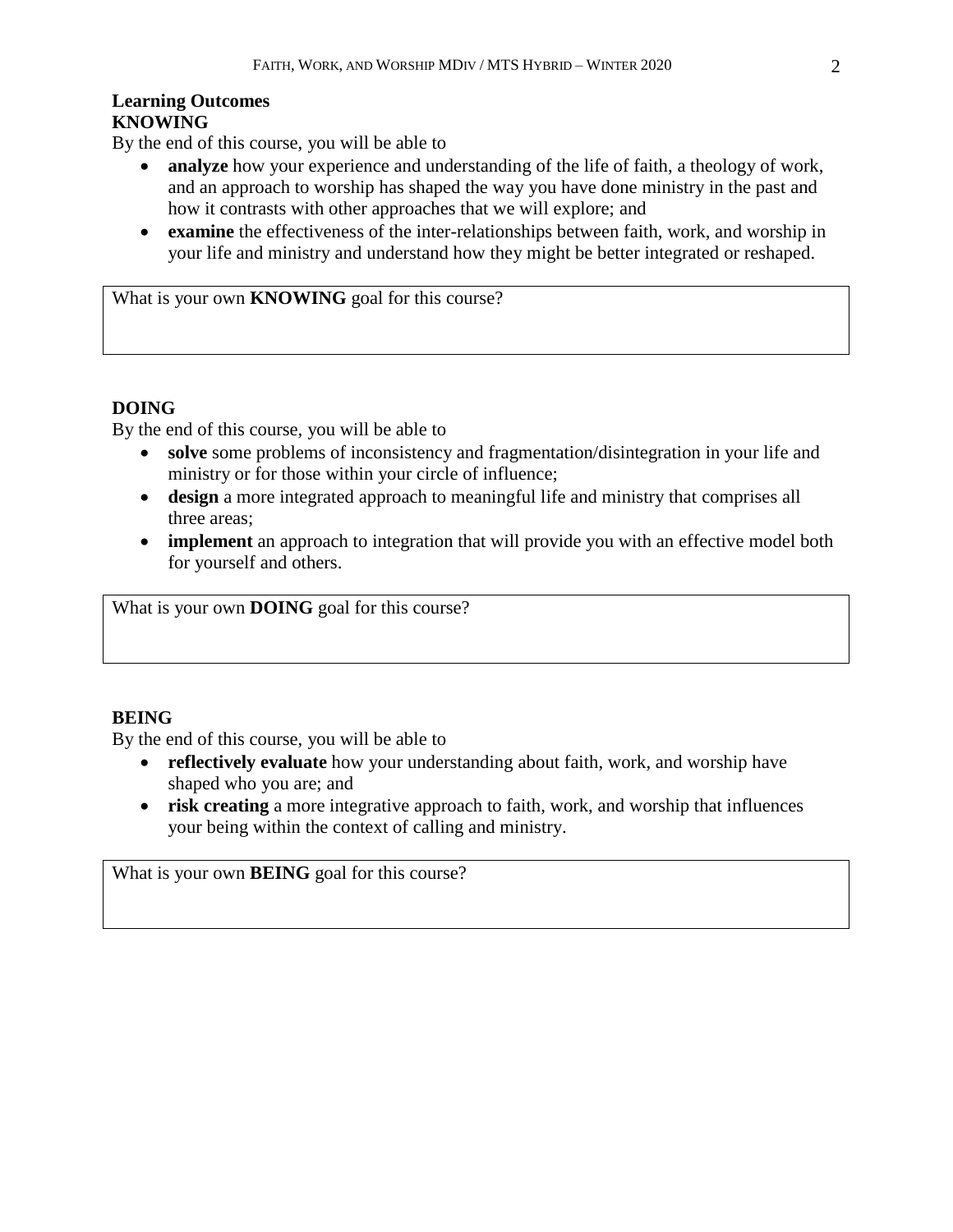## Learning Outcomes

### KNOWING

By the end of this course, you will be able to

- **analyze** how your experience and understanding of the life of faith, a theology of work, and an approach to worship has shaped the way you have done ministry in the past and how it contrasts with other approaches that we will explore; and
- **examine** the effectiveness of the inter-relationships between faith, work, and worship in your life and ministry and understand how they might be better integrated or reshaped.

| What is your own **KNOWING** goal for this course? |
|---|
| |

### DOING

By the end of this course, you will be able to

- **solve** some problems of inconsistency and fragmentation/disintegration in your life and ministry or for those within your circle of influence;
- **design** a more integrated approach to meaningful life and ministry that comprises all three areas;
- **implement** an approach to integration that will provide you with an effective model both for yourself and others.

| What is your own **DOING** goal for this course? |
|---|
| |

### BEING

By the end of this course, you will be able to

- **reflectively evaluate** how your understanding about faith, work, and worship have shaped who you are; and
- **risk creating** a more integrative approach to faith, work, and worship that influences your being within the context of calling and ministry.

| What is your own **BEING** goal for this course? |
|---|
| |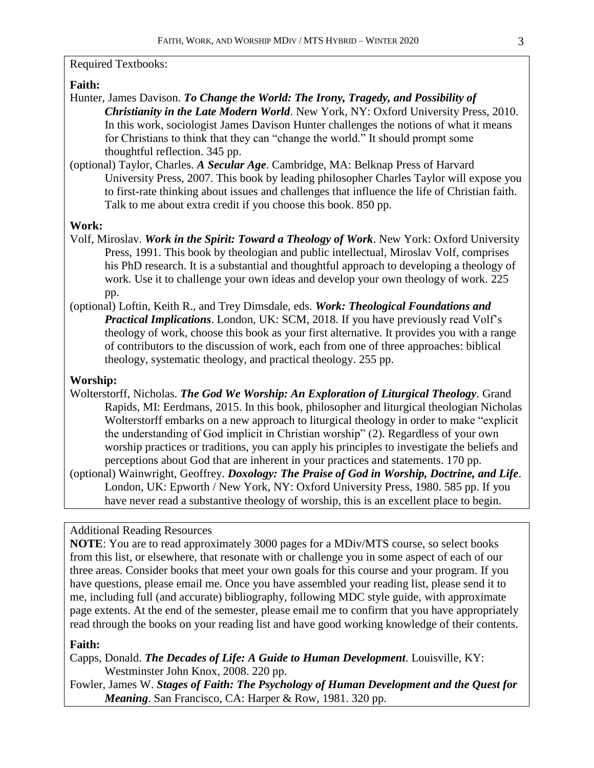Required Textbooks:

**Faith:**

Hunter, James Davison. ***To Change the World: The Irony, Tragedy, and Possibility of Christianity in the Late Modern World***. New York, NY: Oxford University Press, 2010. In this work, sociologist James Davison Hunter challenges the notions of what it means for Christians to think that they can "change the world." It should prompt some thoughtful reflection. 345 pp.

(optional) Taylor, Charles. ***A Secular Age***. Cambridge, MA: Belknap Press of Harvard University Press, 2007. This book by leading philosopher Charles Taylor will expose you to first-rate thinking about issues and challenges that influence the life of Christian faith. Talk to me about extra credit if you choose this book. 850 pp.

**Work:**

Volf, Miroslav. ***Work in the Spirit: Toward a Theology of Work***. New York: Oxford University Press, 1991. This book by theologian and public intellectual, Miroslav Volf, comprises his PhD research. It is a substantial and thoughtful approach to developing a theology of work. Use it to challenge your own ideas and develop your own theology of work. 225 pp.

(optional) Loftin, Keith R., and Trey Dimsdale, eds. ***Work: Theological Foundations and Practical Implications***. London, UK: SCM, 2018. If you have previously read Volf's theology of work, choose this book as your first alternative. It provides you with a range of contributors to the discussion of work, each from one of three approaches: biblical theology, systematic theology, and practical theology. 255 pp.

**Worship:**

Wolterstorff, Nicholas. ***The God We Worship: An Exploration of Liturgical Theology***. Grand Rapids, MI: Eerdmans, 2015. In this book, philosopher and liturgical theologian Nicholas Wolterstorff embarks on a new approach to liturgical theology in order to make "explicit the understanding of God implicit in Christian worship" (2). Regardless of your own worship practices or traditions, you can apply his principles to investigate the beliefs and perceptions about God that are inherent in your practices and statements. 170 pp.

(optional) Wainwright, Geoffrey. ***Doxology: The Praise of God in Worship, Doctrine, and Life***. London, UK: Epworth / New York, NY: Oxford University Press, 1980. 585 pp. If you have never read a substantive theology of worship, this is an excellent place to begin.

Additional Reading Resources

**NOTE**: You are to read approximately 3000 pages for a MDiv/MTS course, so select books from this list, or elsewhere, that resonate with or challenge you in some aspect of each of our three areas. Consider books that meet your own goals for this course and your program. If you have questions, please email me. Once you have assembled your reading list, please send it to me, including full (and accurate) bibliography, following MDC style guide, with approximate page extents. At the end of the semester, please email me to confirm that you have appropriately read through the books on your reading list and have good working knowledge of their contents.

**Faith:**

Capps, Donald. ***The Decades of Life: A Guide to Human Development***. Louisville, KY: Westminster John Knox, 2008. 220 pp.

Fowler, James W. ***Stages of Faith: The Psychology of Human Development and the Quest for Meaning***. San Francisco, CA: Harper & Row, 1981. 320 pp.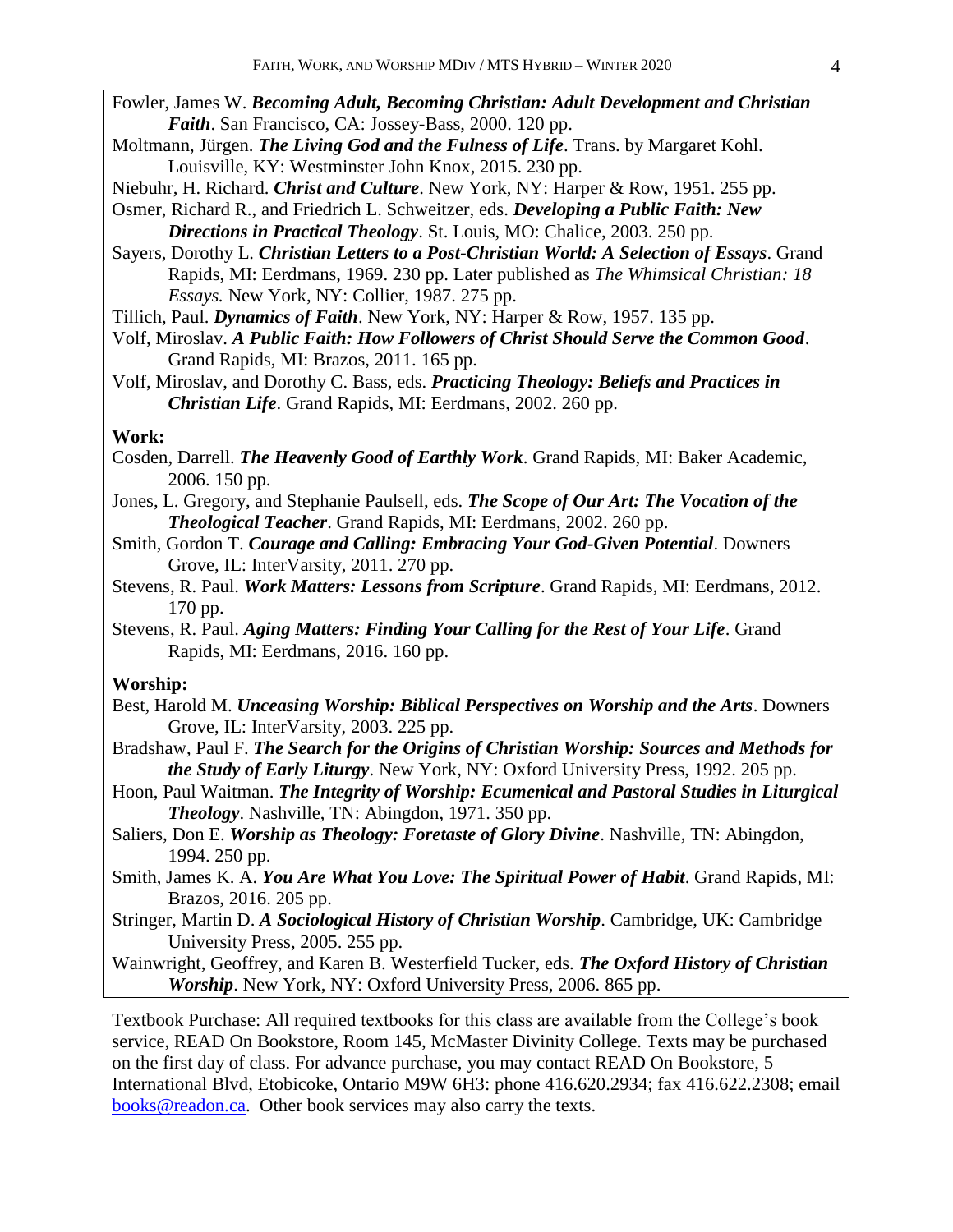Fowler, James W. ***Becoming Adult, Becoming Christian: Adult Development and Christian Faith***. San Francisco, CA: Jossey-Bass, 2000. 120 pp.

Moltmann, Jürgen. ***The Living God and the Fulness of Life***. Trans. by Margaret Kohl. Louisville, KY: Westminster John Knox, 2015. 230 pp.

Niebuhr, H. Richard. ***Christ and Culture***. New York, NY: Harper & Row, 1951. 255 pp.

Osmer, Richard R., and Friedrich L. Schweitzer, eds. ***Developing a Public Faith: New Directions in Practical Theology***. St. Louis, MO: Chalice, 2003. 250 pp.

Sayers, Dorothy L. ***Christian Letters to a Post-Christian World: A Selection of Essays***. Grand Rapids, MI: Eerdmans, 1969. 230 pp. Later published as *The Whimsical Christian: 18 Essays.* New York, NY: Collier, 1987. 275 pp.

Tillich, Paul. ***Dynamics of Faith***. New York, NY: Harper & Row, 1957. 135 pp.

Volf, Miroslav. ***A Public Faith: How Followers of Christ Should Serve the Common Good***. Grand Rapids, MI: Brazos, 2011. 165 pp.

Volf, Miroslav, and Dorothy C. Bass, eds. ***Practicing Theology: Beliefs and Practices in Christian Life***. Grand Rapids, MI: Eerdmans, 2002. 260 pp.

**Work:**

Cosden, Darrell. ***The Heavenly Good of Earthly Work***. Grand Rapids, MI: Baker Academic, 2006. 150 pp.

Jones, L. Gregory, and Stephanie Paulsell, eds. ***The Scope of Our Art: The Vocation of the Theological Teacher***. Grand Rapids, MI: Eerdmans, 2002. 260 pp.

Smith, Gordon T. ***Courage and Calling: Embracing Your God-Given Potential***. Downers Grove, IL: InterVarsity, 2011. 270 pp.

Stevens, R. Paul. ***Work Matters: Lessons from Scripture***. Grand Rapids, MI: Eerdmans, 2012. 170 pp.

Stevens, R. Paul. ***Aging Matters: Finding Your Calling for the Rest of Your Life***. Grand Rapids, MI: Eerdmans, 2016. 160 pp.

**Worship:**

Best, Harold M. ***Unceasing Worship: Biblical Perspectives on Worship and the Arts***. Downers Grove, IL: InterVarsity, 2003. 225 pp.

Bradshaw, Paul F. ***The Search for the Origins of Christian Worship: Sources and Methods for the Study of Early Liturgy***. New York, NY: Oxford University Press, 1992. 205 pp.

Hoon, Paul Waitman. ***The Integrity of Worship: Ecumenical and Pastoral Studies in Liturgical Theology***. Nashville, TN: Abingdon, 1971. 350 pp.

Saliers, Don E. ***Worship as Theology: Foretaste of Glory Divine***. Nashville, TN: Abingdon, 1994. 250 pp.

Smith, James K. A. ***You Are What You Love: The Spiritual Power of Habit***. Grand Rapids, MI: Brazos, 2016. 205 pp.

Stringer, Martin D. ***A Sociological History of Christian Worship***. Cambridge, UK: Cambridge University Press, 2005. 255 pp.

Wainwright, Geoffrey, and Karen B. Westerfield Tucker, eds. ***The Oxford History of Christian Worship***. New York, NY: Oxford University Press, 2006. 865 pp.

Textbook Purchase: All required textbooks for this class are available from the College's book service, READ On Bookstore, Room 145, McMaster Divinity College. Texts may be purchased on the first day of class. For advance purchase, you may contact READ On Bookstore, 5 International Blvd, Etobicoke, Ontario M9W 6H3: phone 416.620.2934; fax 416.622.2308; email books@readon.ca. Other book services may also carry the texts.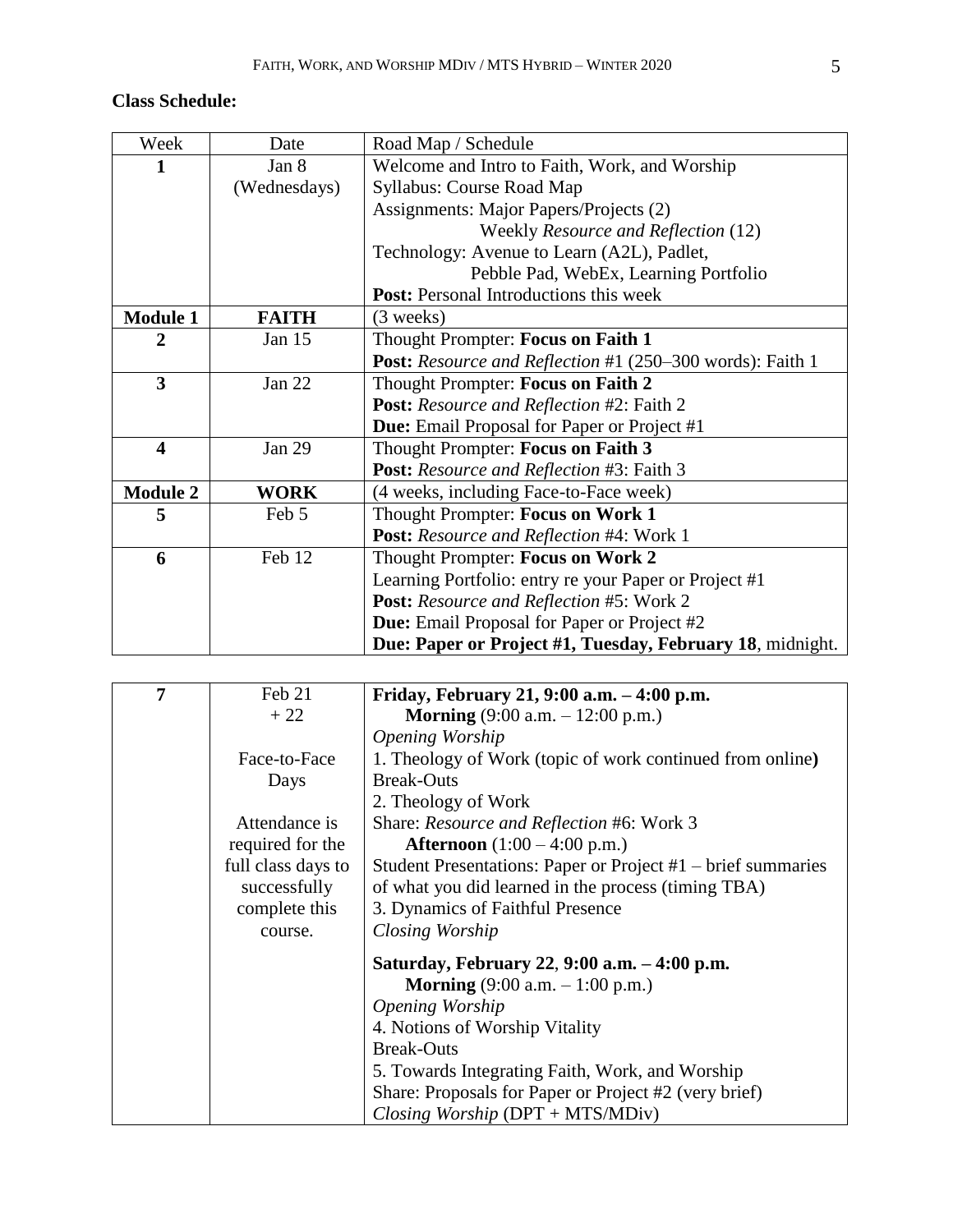**Class Schedule:**

| Week | Date | Road Map / Schedule |
|---|---|---|
| **1** | Jan 8<br>(Wednesdays) | Welcome and Intro to Faith, Work, and Worship<br>Syllabus: Course Road Map<br>Assignments: Major Papers/Projects (2)<br>Weekly *Resource and Reflection* (12)<br>Technology: Avenue to Learn (A2L), Padlet, Pebble Pad, WebEx, Learning Portfolio<br>**Post:** Personal Introductions this week |
| **Module 1** | **FAITH** | (3 weeks) |
| **2** | Jan 15 | Thought Prompter: **Focus on Faith 1**<br>**Post:** *Resource and Reflection* #1 (250–300 words): Faith 1 |
| **3** | Jan 22 | Thought Prompter: **Focus on Faith 2**<br>**Post:** *Resource and Reflection* #2: Faith 2<br>**Due:** Email Proposal for Paper or Project #1 |
| **4** | Jan 29 | Thought Prompter: **Focus on Faith 3**<br>**Post:** *Resource and Reflection* #3: Faith 3 |
| **Module 2** | **WORK** | (4 weeks, including Face-to-Face week) |
| **5** | Feb 5 | Thought Prompter: **Focus on Work 1**<br>**Post:** *Resource and Reflection* #4: Work 1 |
| **6** | Feb 12 | Thought Prompter: **Focus on Work 2**<br>Learning Portfolio: entry re your Paper or Project #1<br>**Post:** *Resource and Reflection* #5: Work 2<br>**Due:** Email Proposal for Paper or Project #2<br>**Due: Paper or Project #1, Tuesday, February 18**, midnight. |
| **7** | Feb 21<br>+ 22<br><br>Face-to-Face Days<br><br>Attendance is required for the full class days to successfully complete this course. | **Friday, February 21, 9:00 a.m. – 4:00 p.m.**<br>**Morning** (9:00 a.m. – 12:00 p.m.)<br>*Opening Worship*<br>1. Theology of Work (topic of work continued from online**)**<br>Break-Outs<br>2. Theology of Work<br>Share: *Resource and Reflection* #6: Work 3<br>**Afternoon** (1:00 – 4:00 p.m.)<br>Student Presentations: Paper or Project #1 – brief summaries of what you did learned in the process (timing TBA)<br>3. Dynamics of Faithful Presence<br>*Closing Worship*<br><br>**Saturday, February 22**, **9:00 a.m. – 4:00 p.m.**<br>**Morning** (9:00 a.m. – 1:00 p.m.)<br>*Opening Worship*<br>4. Notions of Worship Vitality<br>Break-Outs<br>5. Towards Integrating Faith, Work, and Worship<br>Share: Proposals for Paper or Project #2 (very brief)<br>*Closing Worship* (DPT + MTS/MDiv) |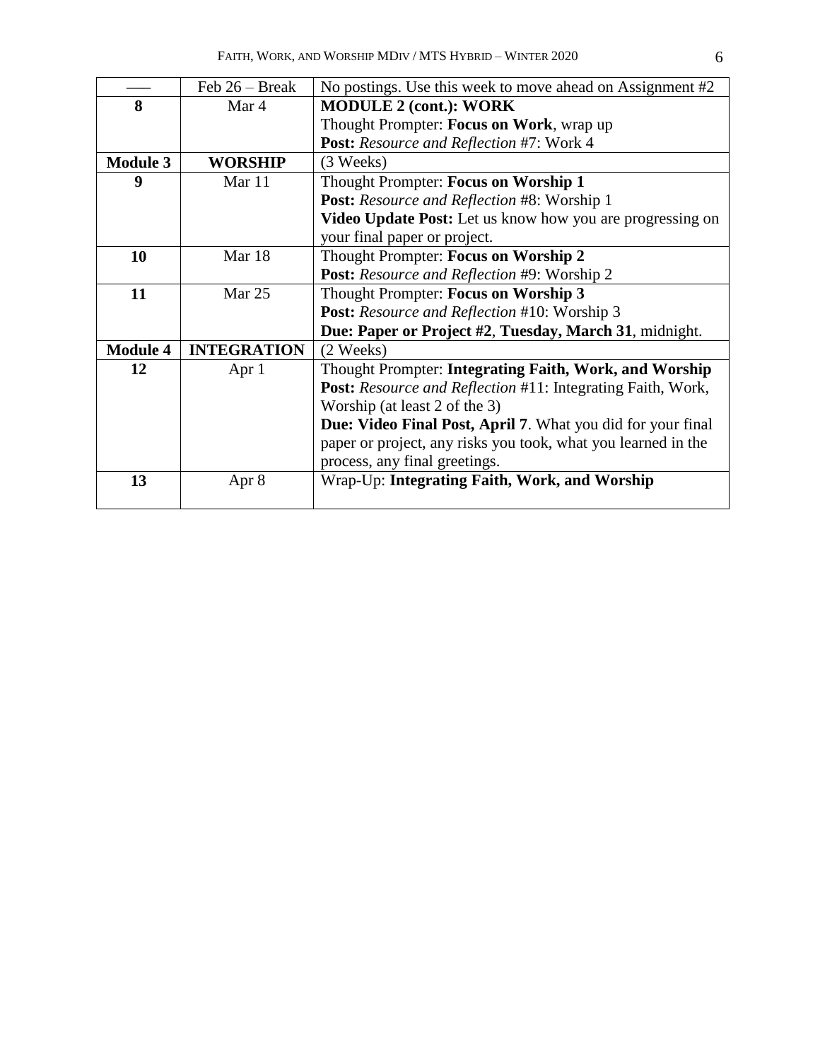| ––– | Feb 26 – Break | No postings. Use this week to move ahead on Assignment #2 |
|---|---|---|
| **8** | Mar 4 | **MODULE 2 (cont.): WORK**<br>Thought Prompter: **Focus on Work**, wrap up<br>**Post:** *Resource and Reflection* #7: Work 4 |
| **Module 3** | **WORSHIP** | (3 Weeks) |
| **9** | Mar 11 | Thought Prompter: **Focus on Worship 1**<br>**Post:** *Resource and Reflection* #8: Worship 1<br>**Video Update Post:** Let us know how you are progressing on your final paper or project. |
| **10** | Mar 18 | Thought Prompter: **Focus on Worship 2**<br>**Post:** *Resource and Reflection* #9: Worship 2 |
| **11** | Mar 25 | Thought Prompter: **Focus on Worship 3**<br>**Post:** *Resource and Reflection* #10: Worship 3<br>**Due: Paper or Project #2**, **Tuesday, March 31**, midnight. |
| **Module 4** | **INTEGRATION** | (2 Weeks) |
| **12** | Apr 1 | Thought Prompter: **Integrating Faith, Work, and Worship**<br>**Post:** *Resource and Reflection* #11: Integrating Faith, Work, Worship (at least 2 of the 3)<br>**Due: Video Final Post, April 7**. What you did for your final paper or project, any risks you took, what you learned in the process, any final greetings. |
| **13** | Apr 8 | Wrap-Up: **Integrating Faith, Work, and Worship** |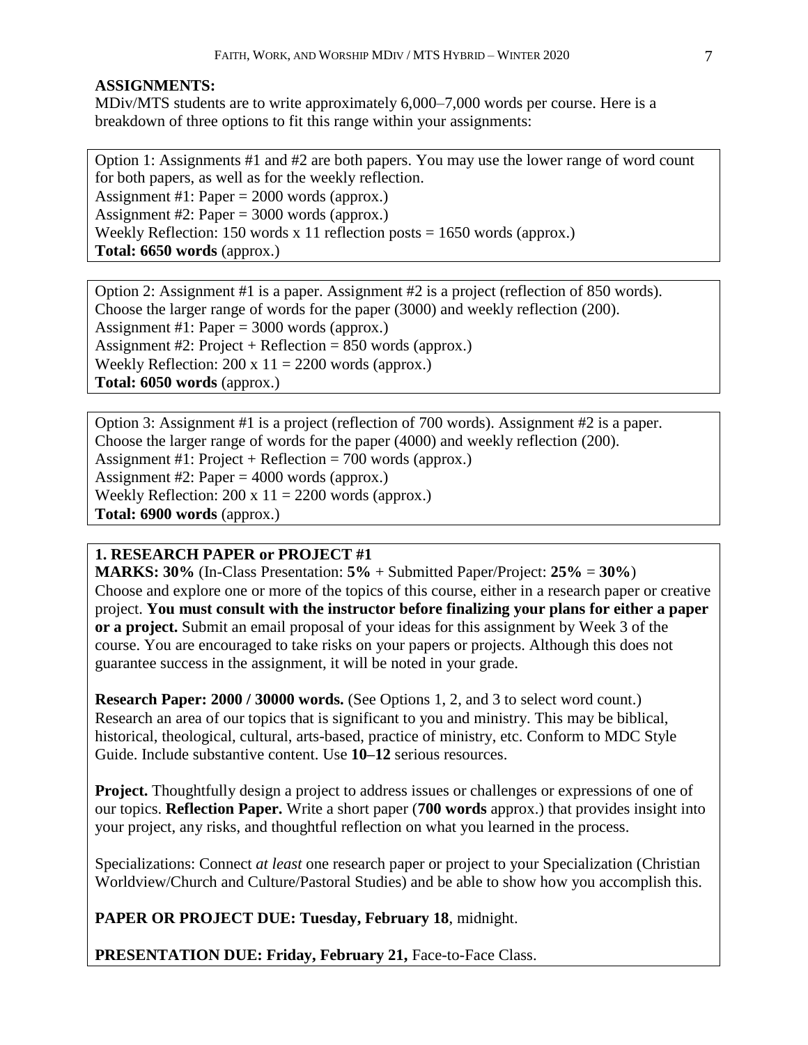**ASSIGNMENTS:**

MDiv/MTS students are to write approximately 6,000–7,000 words per course. Here is a breakdown of three options to fit this range within your assignments:

Option 1: Assignments #1 and #2 are both papers. You may use the lower range of word count for both papers, as well as for the weekly reflection.
Assignment #1: Paper = 2000 words (approx.)
Assignment #2: Paper = 3000 words (approx.)
Weekly Reflection: 150 words x 11 reflection posts = 1650 words (approx.)
**Total: 6650 words** (approx.)

Option 2: Assignment #1 is a paper. Assignment #2 is a project (reflection of 850 words). Choose the larger range of words for the paper (3000) and weekly reflection (200).
Assignment #1: Paper = 3000 words (approx.)
Assignment #2: Project + Reflection = 850 words (approx.)
Weekly Reflection: 200 x 11 = 2200 words (approx.)
**Total: 6050 words** (approx.)

Option 3: Assignment #1 is a project (reflection of 700 words). Assignment #2 is a paper. Choose the larger range of words for the paper (4000) and weekly reflection (200).
Assignment #1: Project + Reflection = 700 words (approx.)
Assignment #2: Paper = 4000 words (approx.)
Weekly Reflection: 200 x 11 = 2200 words (approx.)
**Total: 6900 words** (approx.)

**1. RESEARCH PAPER or PROJECT #1**

**MARKS: 30%** (In-Class Presentation: **5%** + Submitted Paper/Project: **25%** = **30%**)
Choose and explore one or more of the topics of this course, either in a research paper or creative project. **You must consult with the instructor before finalizing your plans for either a paper or a project.** Submit an email proposal of your ideas for this assignment by Week 3 of the course. You are encouraged to take risks on your papers or projects. Although this does not guarantee success in the assignment, it will be noted in your grade.

**Research Paper: 2000 / 30000 words.** (See Options 1, 2, and 3 to select word count.) Research an area of our topics that is significant to you and ministry. This may be biblical, historical, theological, cultural, arts-based, practice of ministry, etc. Conform to MDC Style Guide. Include substantive content. Use **10–12** serious resources.

**Project.** Thoughtfully design a project to address issues or challenges or expressions of one of our topics. **Reflection Paper.** Write a short paper (**700 words** approx.) that provides insight into your project, any risks, and thoughtful reflection on what you learned in the process.

Specializations: Connect *at least* one research paper or project to your Specialization (Christian Worldview/Church and Culture/Pastoral Studies) and be able to show how you accomplish this.

**PAPER OR PROJECT DUE: Tuesday, February 18**, midnight.

**PRESENTATION DUE: Friday, February 21,** Face-to-Face Class.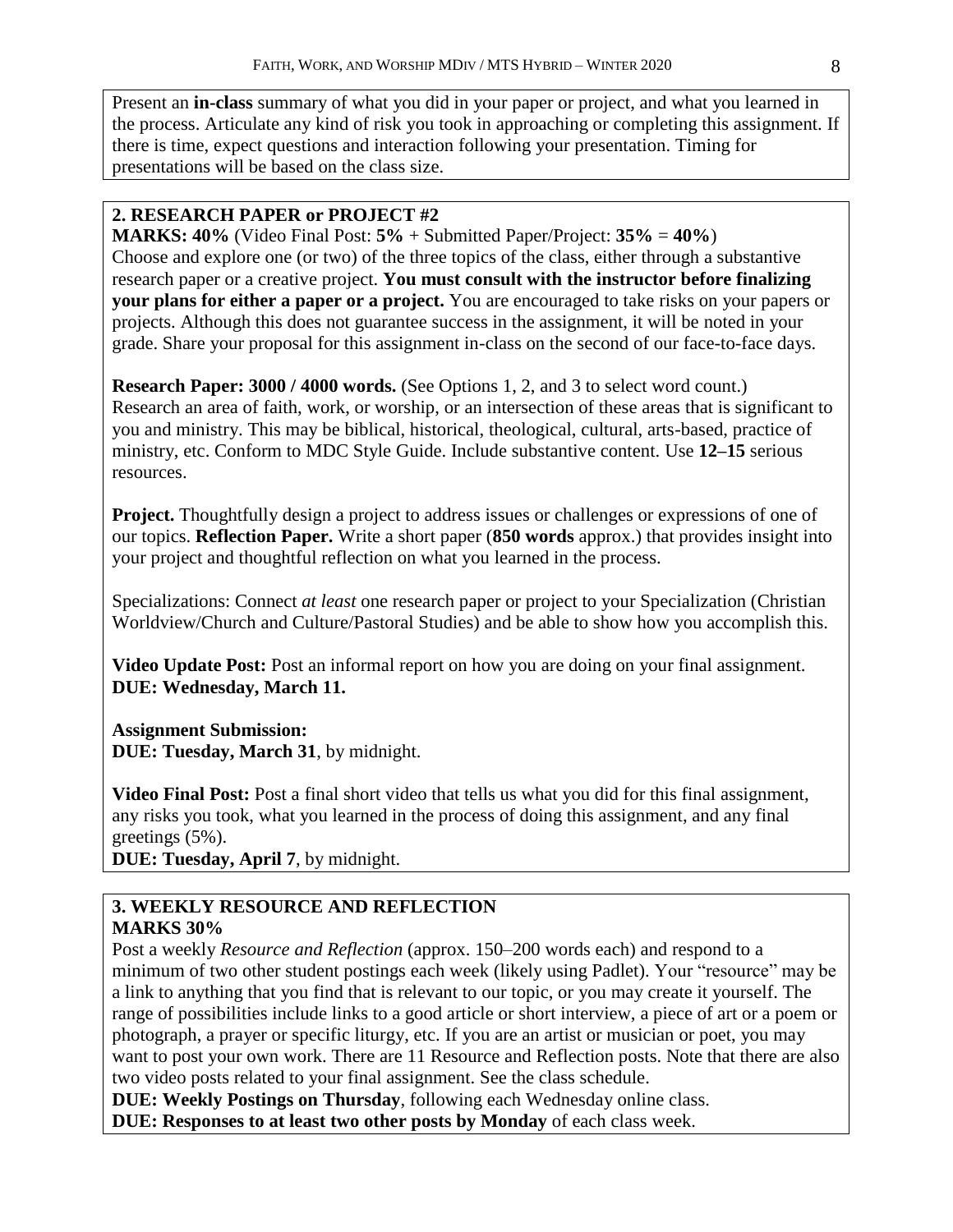Present an **in-class** summary of what you did in your paper or project, and what you learned in the process. Articulate any kind of risk you took in approaching or completing this assignment. If there is time, expect questions and interaction following your presentation. Timing for presentations will be based on the class size.

**2. RESEARCH PAPER or PROJECT #2**

**MARKS: 40%** (Video Final Post: **5%** + Submitted Paper/Project: **35%** = **40%**)
Choose and explore one (or two) of the three topics of the class, either through a substantive research paper or a creative project. **You must consult with the instructor before finalizing your plans for either a paper or a project.** You are encouraged to take risks on your papers or projects. Although this does not guarantee success in the assignment, it will be noted in your grade. Share your proposal for this assignment in-class on the second of our face-to-face days.

**Research Paper: 3000 / 4000 words.** (See Options 1, 2, and 3 to select word count.) Research an area of faith, work, or worship, or an intersection of these areas that is significant to you and ministry. This may be biblical, historical, theological, cultural, arts-based, practice of ministry, etc. Conform to MDC Style Guide. Include substantive content. Use **12–15** serious resources.

**Project.** Thoughtfully design a project to address issues or challenges or expressions of one of our topics. **Reflection Paper.** Write a short paper (**850 words** approx.) that provides insight into your project and thoughtful reflection on what you learned in the process.

Specializations: Connect *at least* one research paper or project to your Specialization (Christian Worldview/Church and Culture/Pastoral Studies) and be able to show how you accomplish this.

**Video Update Post:** Post an informal report on how you are doing on your final assignment.
**DUE: Wednesday, March 11.**

**Assignment Submission:**
**DUE: Tuesday, March 31**, by midnight.

**Video Final Post:** Post a final short video that tells us what you did for this final assignment, any risks you took, what you learned in the process of doing this assignment, and any final greetings (5%).
**DUE: Tuesday, April 7**, by midnight.

**3. WEEKLY RESOURCE AND REFLECTION**
**MARKS 30%**

Post a weekly *Resource and Reflection* (approx. 150–200 words each) and respond to a minimum of two other student postings each week (likely using Padlet). Your "resource" may be a link to anything that you find that is relevant to our topic, or you may create it yourself. The range of possibilities include links to a good article or short interview, a piece of art or a poem or photograph, a prayer or specific liturgy, etc. If you are an artist or musician or poet, you may want to post your own work. There are 11 Resource and Reflection posts. Note that there are also two video posts related to your final assignment. See the class schedule.
**DUE: Weekly Postings on Thursday**, following each Wednesday online class.
**DUE: Responses to at least two other posts by Monday** of each class week.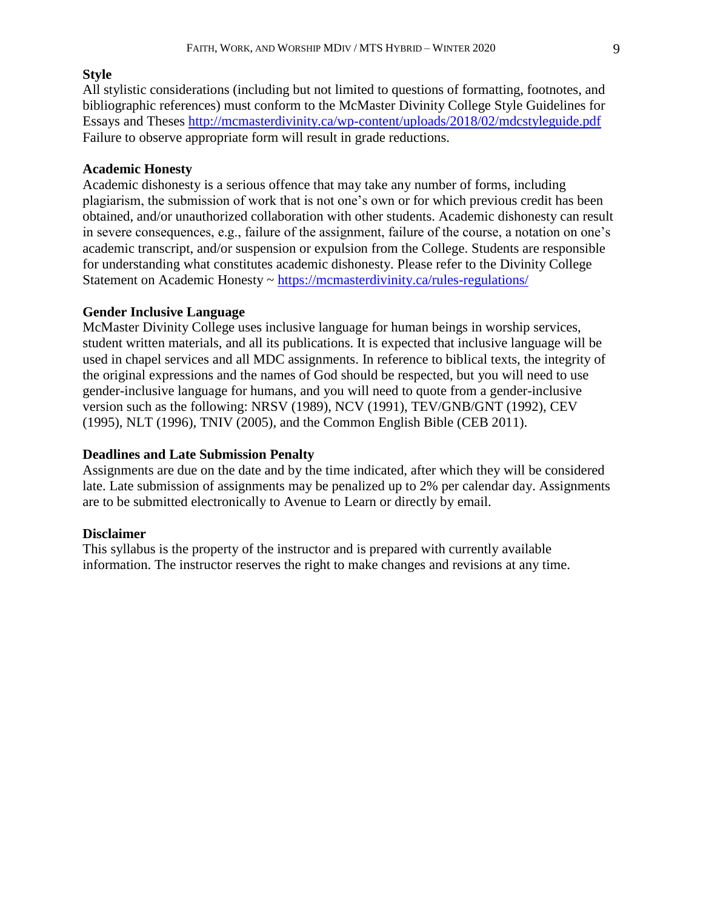**Style**

All stylistic considerations (including but not limited to questions of formatting, footnotes, and bibliographic references) must conform to the McMaster Divinity College Style Guidelines for Essays and Theses http://mcmasterdivinity.ca/wp-content/uploads/2018/02/mdcstyleguide.pdf Failure to observe appropriate form will result in grade reductions.

**Academic Honesty**

Academic dishonesty is a serious offence that may take any number of forms, including plagiarism, the submission of work that is not one's own or for which previous credit has been obtained, and/or unauthorized collaboration with other students. Academic dishonesty can result in severe consequences, e.g., failure of the assignment, failure of the course, a notation on one's academic transcript, and/or suspension or expulsion from the College. Students are responsible for understanding what constitutes academic dishonesty. Please refer to the Divinity College Statement on Academic Honesty ~ https://mcmasterdivinity.ca/rules-regulations/

**Gender Inclusive Language**

McMaster Divinity College uses inclusive language for human beings in worship services, student written materials, and all its publications. It is expected that inclusive language will be used in chapel services and all MDC assignments. In reference to biblical texts, the integrity of the original expressions and the names of God should be respected, but you will need to use gender-inclusive language for humans, and you will need to quote from a gender-inclusive version such as the following: NRSV (1989), NCV (1991), TEV/GNB/GNT (1992), CEV (1995), NLT (1996), TNIV (2005), and the Common English Bible (CEB 2011).

**Deadlines and Late Submission Penalty**

Assignments are due on the date and by the time indicated, after which they will be considered late. Late submission of assignments may be penalized up to 2% per calendar day. Assignments are to be submitted electronically to Avenue to Learn or directly by email.

**Disclaimer**

This syllabus is the property of the instructor and is prepared with currently available information. The instructor reserves the right to make changes and revisions at any time.